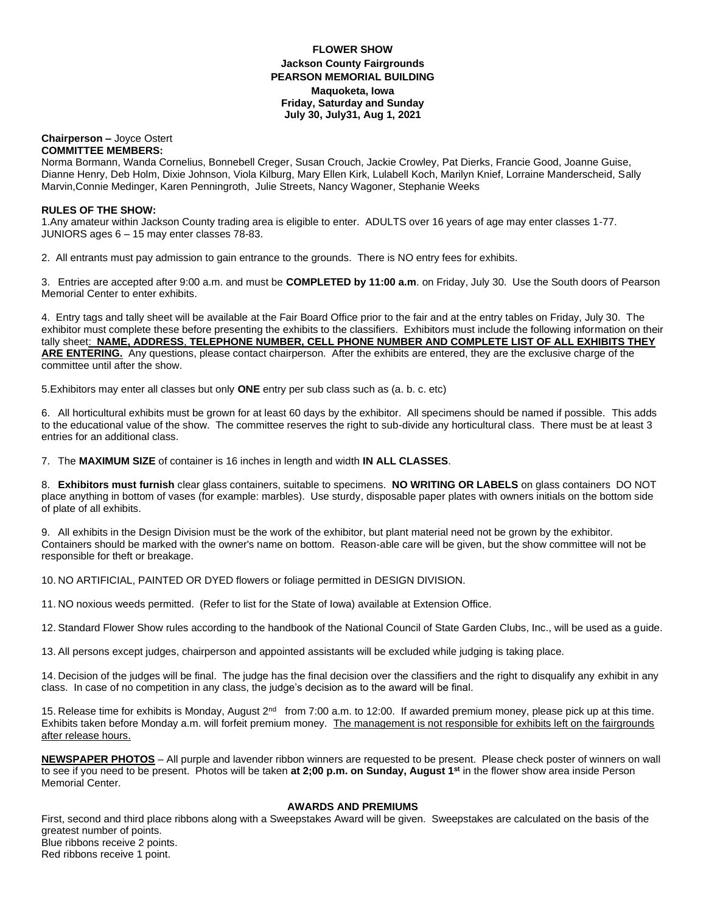# FLOWER SHOW

**Jackson County Fairgrounds**
**PEARSON MEMORIAL BUILDING**
**Maquoketa, Iowa**
**Friday, Saturday and Sunday**
**July 30, July31, Aug 1, 2021**

**Chairperson –** Joyce Ostert
**COMMITTEE MEMBERS:**
Norma Bormann, Wanda Cornelius, Bonnebell Creger, Susan Crouch, Jackie Crowley, Pat Dierks, Francie Good, Joanne Guise, Dianne Henry, Deb Holm, Dixie Johnson, Viola Kilburg, Mary Ellen Kirk, Lulabell Koch, Marilyn Knief, Lorraine Manderscheid, Sally Marvin,Connie Medinger, Karen Penningroth, Julie Streets, Nancy Wagoner, Stephanie Weeks

**RULES OF THE SHOW:**

1.Any amateur within Jackson County trading area is eligible to enter. ADULTS over 16 years of age may enter classes 1-77. JUNIORS ages 6 – 15 may enter classes 78-83.

2. All entrants must pay admission to gain entrance to the grounds. There is NO entry fees for exhibits.

3. Entries are accepted after 9:00 a.m. and must be **COMPLETED by 11:00 a.m**. on Friday, July 30. Use the South doors of Pearson Memorial Center to enter exhibits.

4. Entry tags and tally sheet will be available at the Fair Board Office prior to the fair and at the entry tables on Friday, July 30. The exhibitor must complete these before presenting the exhibits to the classifiers. Exhibitors must include the following information on their tally sheet: **NAME, ADDRESS, TELEPHONE NUMBER, CELL PHONE NUMBER AND COMPLETE LIST OF ALL EXHIBITS THEY ARE ENTERING.** Any questions, please contact chairperson. After the exhibits are entered, they are the exclusive charge of the committee until after the show.

5.Exhibitors may enter all classes but only **ONE** entry per sub class such as (a. b. c. etc)

6. All horticultural exhibits must be grown for at least 60 days by the exhibitor. All specimens should be named if possible. This adds to the educational value of the show. The committee reserves the right to sub-divide any horticultural class. There must be at least 3 entries for an additional class.

7. The **MAXIMUM SIZE** of container is 16 inches in length and width **IN ALL CLASSES**.

8. **Exhibitors must furnish** clear glass containers, suitable to specimens. **NO WRITING OR LABELS** on glass containers DO NOT place anything in bottom of vases (for example: marbles). Use sturdy, disposable paper plates with owners initials on the bottom side of plate of all exhibits.

9. All exhibits in the Design Division must be the work of the exhibitor, but plant material need not be grown by the exhibitor. Containers should be marked with the owner's name on bottom. Reason-able care will be given, but the show committee will not be responsible for theft or breakage.

10. NO ARTIFICIAL, PAINTED OR DYED flowers or foliage permitted in DESIGN DIVISION.

11. NO noxious weeds permitted. (Refer to list for the State of Iowa) available at Extension Office.

12. Standard Flower Show rules according to the handbook of the National Council of State Garden Clubs, Inc., will be used as a guide.

13. All persons except judges, chairperson and appointed assistants will be excluded while judging is taking place.

14. Decision of the judges will be final. The judge has the final decision over the classifiers and the right to disqualify any exhibit in any class. In case of no competition in any class, the judge's decision as to the award will be final.

15. Release time for exhibits is Monday, August 2nd from 7:00 a.m. to 12:00. If awarded premium money, please pick up at this time. Exhibits taken before Monday a.m. will forfeit premium money. The management is not responsible for exhibits left on the fairgrounds after release hours.

**NEWSPAPER PHOTOS** – All purple and lavender ribbon winners are requested to be present. Please check poster of winners on wall to see if you need to be present. Photos will be taken **at 2;00 p.m. on Sunday, August 1st** in the flower show area inside Person Memorial Center.

## AWARDS AND PREMIUMS

First, second and third place ribbons along with a Sweepstakes Award will be given. Sweepstakes are calculated on the basis of the greatest number of points.
Blue ribbons receive 2 points.
Red ribbons receive 1 point.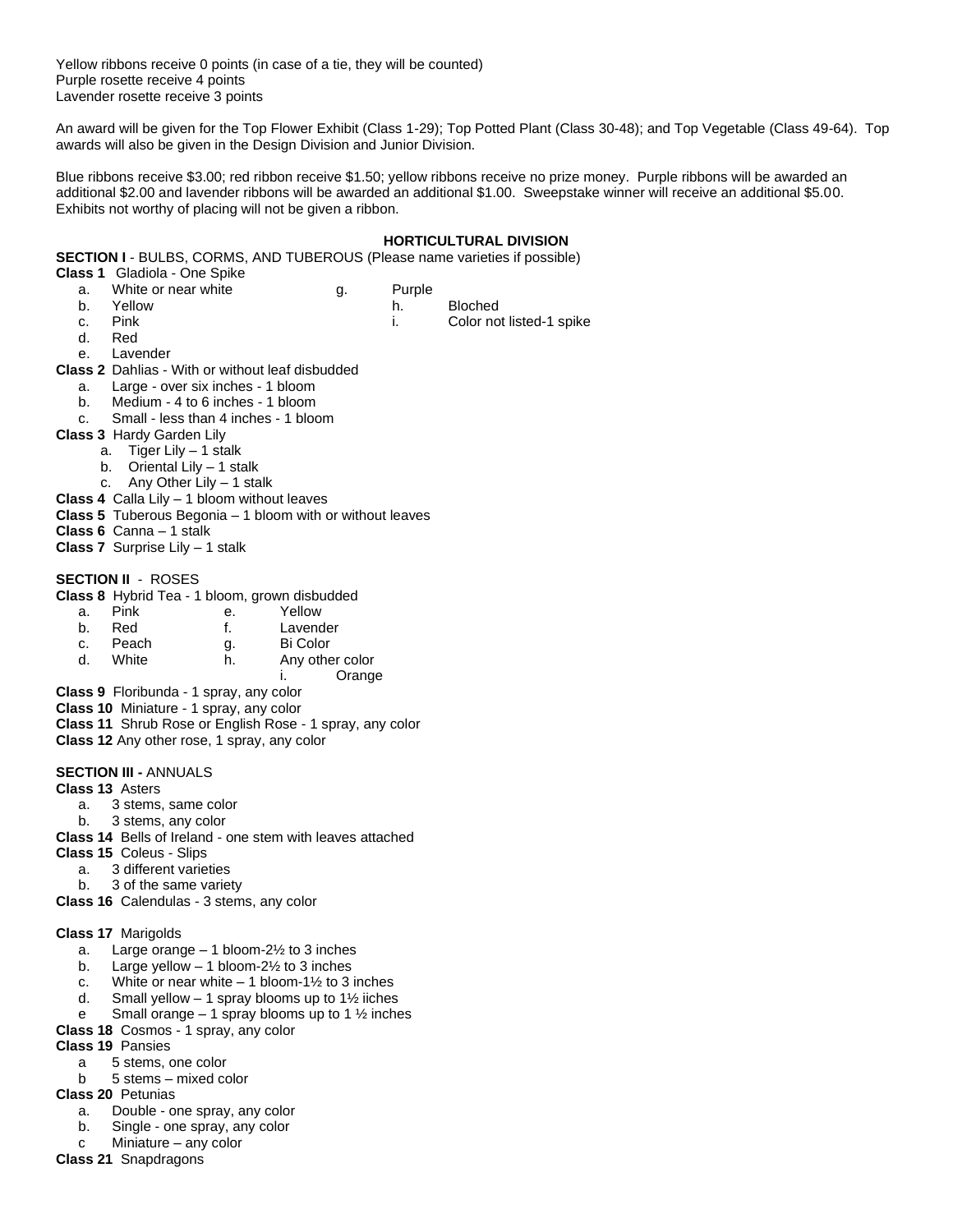Yellow ribbons receive 0 points (in case of a tie, they will be counted)
Purple rosette receive 4 points
Lavender rosette receive 3 points

An award will be given for the Top Flower Exhibit (Class 1-29); Top Potted Plant (Class 30-48); and Top Vegetable (Class 49-64). Top awards will also be given in the Design Division and Junior Division.

Blue ribbons receive $3.00; red ribbon receive $1.50; yellow ribbons receive no prize money. Purple ribbons will be awarded an additional $2.00 and lavender ribbons will be awarded an additional $1.00. Sweepstake winner will receive an additional $5.00. Exhibits not worthy of placing will not be given a ribbon.

## HORTICULTURAL DIVISION

**SECTION I** - BULBS, CORMS, AND TUBEROUS (Please name varieties if possible)

**Class 1** Gladiola - One Spike

- a. White or near white
- b. Yellow
- c. Pink
- d. Red
- e. Lavender
- g. Purple
- h. Bloched
- i. Color not listed-1 spike

**Class 2** Dahlias - With or without leaf disbudded

- a. Large - over six inches - 1 bloom
- b. Medium - 4 to 6 inches - 1 bloom
- c. Small - less than 4 inches - 1 bloom

**Class 3** Hardy Garden Lily

- a. Tiger Lily – 1 stalk
- b. Oriental Lily – 1 stalk
- c. Any Other Lily – 1 stalk

**Class 4** Calla Lily – 1 bloom without leaves

**Class 5** Tuberous Begonia – 1 bloom with or without leaves

**Class 6** Canna – 1 stalk

**Class 7** Surprise Lily – 1 stalk

**SECTION II** - ROSES

**Class 8** Hybrid Tea - 1 bloom, grown disbudded

- a. Pink
- b. Red
- c. Peach
- d. White
- e. Yellow
- f. Lavender
- g. Bi Color
- h. Any other color
- i. Orange

**Class 9** Floribunda - 1 spray, any color

**Class 10** Miniature - 1 spray, any color

**Class 11** Shrub Rose or English Rose - 1 spray, any color

**Class 12** Any other rose, 1 spray, any color

**SECTION III -** ANNUALS

**Class 13** Asters

- a. 3 stems, same color
- b. 3 stems, any color

**Class 14** Bells of Ireland - one stem with leaves attached

**Class 15** Coleus - Slips

- a. 3 different varieties
- b. 3 of the same variety

**Class 16** Calendulas - 3 stems, any color

**Class 17** Marigolds

- a. Large orange – 1 bloom-2½ to 3 inches
- b. Large yellow – 1 bloom-2½ to 3 inches
- c. White or near white – 1 bloom-1½ to 3 inches
- d. Small yellow – 1 spray blooms up to 1½ iiches
- e Small orange – 1 spray blooms up to 1 ½ inches

**Class 18** Cosmos - 1 spray, any color

**Class 19** Pansies

- a 5 stems, one color
- b 5 stems – mixed color

**Class 20** Petunias

- a. Double - one spray, any color
- b. Single - one spray, any color
- c Miniature – any color

**Class 21** Snapdragons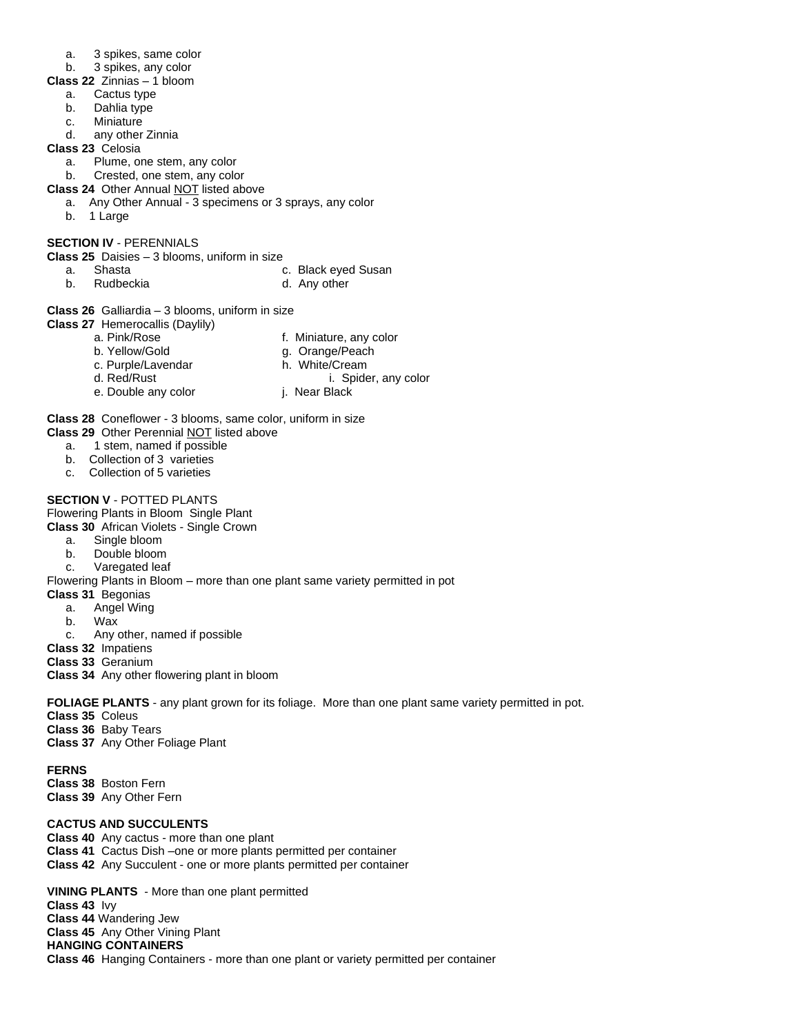a. 3 spikes, same color
b. 3 spikes, any color

**Class 22** Zinnias – 1 bloom

a. Cactus type
b. Dahlia type
c. Miniature
d. any other Zinnia

**Class 23** Celosia

a. Plume, one stem, any color
b. Crested, one stem, any color

**Class 24** Other Annual NOT listed above

a. Any Other Annual - 3 specimens or 3 sprays, any color
b. 1 Large

**SECTION IV** - PERENNIALS

**Class 25** Daisies – 3 blooms, uniform in size

a. Shasta
b. Rudbeckia
c. Black eyed Susan
d. Any other

**Class 26** Galliardia – 3 blooms, uniform in size

**Class 27** Hemerocallis (Daylily)

a. Pink/Rose
b. Yellow/Gold
c. Purple/Lavendar
d. Red/Rust
e. Double any color
f. Miniature, any color
g. Orange/Peach
h. White/Cream
i. Spider, any color
j. Near Black

**Class 28** Coneflower - 3 blooms, same color, uniform in size

**Class 29** Other Perennial NOT listed above

a. 1 stem, named if possible
b. Collection of 3 varieties
c. Collection of 5 varieties

**SECTION V** - POTTED PLANTS

Flowering Plants in Bloom Single Plant

**Class 30** African Violets - Single Crown

a. Single bloom
b. Double bloom
c. Varegated leaf

Flowering Plants in Bloom – more than one plant same variety permitted in pot

**Class 31** Begonias

a. Angel Wing
b. Wax
c. Any other, named if possible

**Class 32** Impatiens

**Class 33** Geranium

**Class 34** Any other flowering plant in bloom

**FOLIAGE PLANTS** - any plant grown for its foliage. More than one plant same variety permitted in pot.

**Class 35** Coleus

**Class 36** Baby Tears

**Class 37** Any Other Foliage Plant

**FERNS**

**Class 38** Boston Fern

**Class 39** Any Other Fern

**CACTUS AND SUCCULENTS**

**Class 40** Any cactus - more than one plant

**Class 41** Cactus Dish –one or more plants permitted per container

**Class 42** Any Succulent - one or more plants permitted per container

**VINING PLANTS** - More than one plant permitted

**Class 43** Ivy

**Class 44** Wandering Jew

**Class 45** Any Other Vining Plant

**HANGING CONTAINERS**

**Class 46** Hanging Containers - more than one plant or variety permitted per container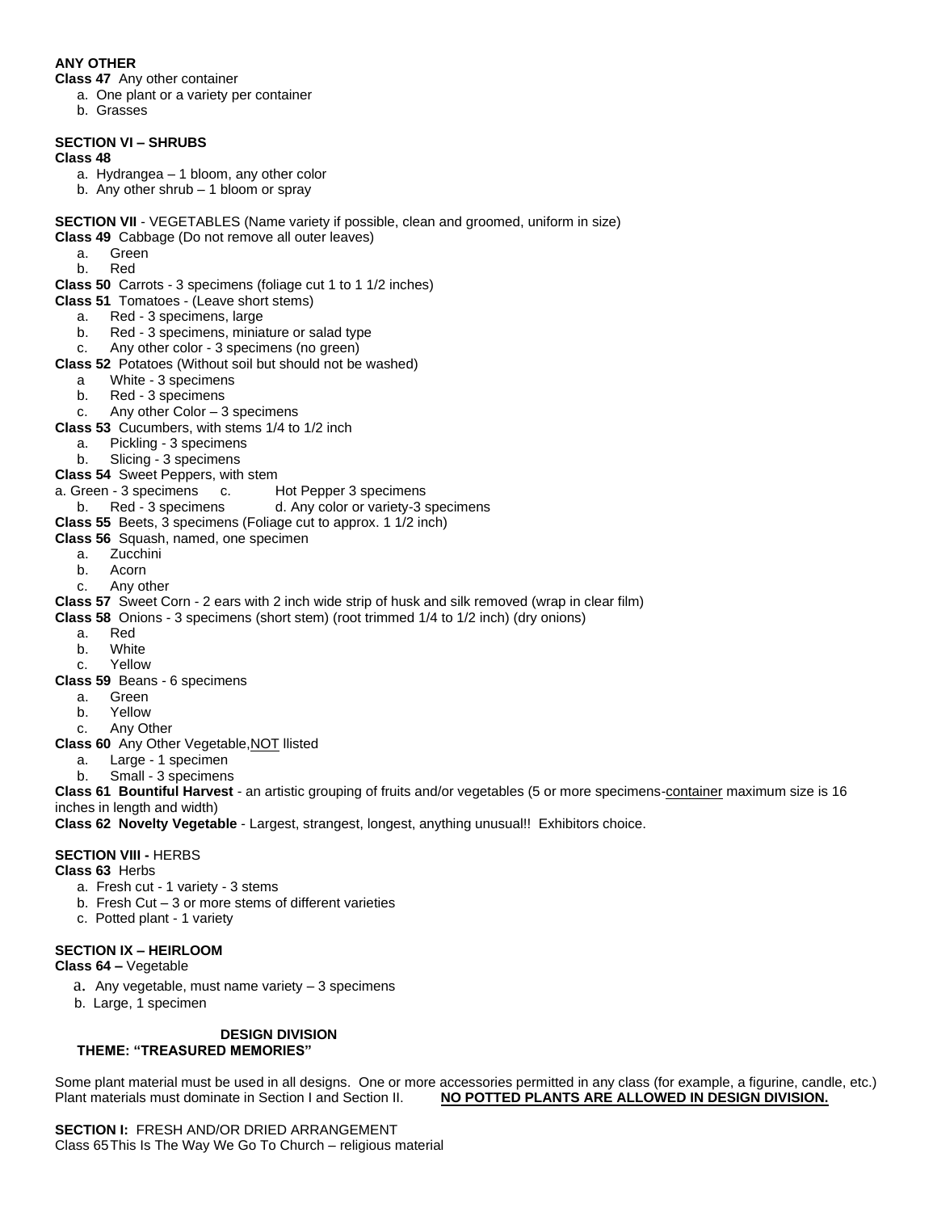**ANY OTHER**

**Class 47** Any other container

a. One plant or a variety per container
b. Grasses

**SECTION VI – SHRUBS**

**Class 48**

a. Hydrangea – 1 bloom, any other color
b. Any other shrub – 1 bloom or spray

**SECTION VII** - VEGETABLES (Name variety if possible, clean and groomed, uniform in size)

**Class 49** Cabbage (Do not remove all outer leaves)

a. Green
b. Red

**Class 50** Carrots - 3 specimens (foliage cut 1 to 1 1/2 inches)

**Class 51** Tomatoes - (Leave short stems)

a. Red - 3 specimens, large
b. Red - 3 specimens, miniature or salad type
c. Any other color - 3 specimens (no green)

**Class 52** Potatoes (Without soil but should not be washed)

a White - 3 specimens
b. Red - 3 specimens
c. Any other Color – 3 specimens

**Class 53** Cucumbers, with stems 1/4 to 1/2 inch

a. Pickling - 3 specimens
b. Slicing - 3 specimens

**Class 54** Sweet Peppers, with stem

a. Green - 3 specimens
b. Red - 3 specimens
c. Hot Pepper 3 specimens
d. Any color or variety-3 specimens

**Class 55** Beets, 3 specimens (Foliage cut to approx. 1 1/2 inch)

**Class 56** Squash, named, one specimen

a. Zucchini
b. Acorn
c. Any other

**Class 57** Sweet Corn - 2 ears with 2 inch wide strip of husk and silk removed (wrap in clear film)

**Class 58** Onions - 3 specimens (short stem) (root trimmed 1/4 to 1/2 inch) (dry onions)

a. Red
b. White
c. Yellow

**Class 59** Beans - 6 specimens

a. Green
b. Yellow
c. Any Other

**Class 60** Any Other Vegetable,<u>NOT</u> llisted

a. Large - 1 specimen
b. Small - 3 specimens

**Class 61 Bountiful Harvest** - an artistic grouping of fruits and/or vegetables (5 or more specimens-<u>container</u> maximum size is 16 inches in length and width)

**Class 62 Novelty Vegetable** - Largest, strangest, longest, anything unusual!! Exhibitors choice.

**SECTION VIII -** HERBS

**Class 63** Herbs

a. Fresh cut - 1 variety - 3 stems
b. Fresh Cut – 3 or more stems of different varieties
c. Potted plant - 1 variety

**SECTION IX – HEIRLOOM**

**Class 64 –** Vegetable

a. Any vegetable, must name variety – 3 specimens
b. Large, 1 specimen

## DESIGN DIVISION

## THEME: "TREASURED MEMORIES"

Some plant material must be used in all designs. One or more accessories permitted in any class (for example, a figurine, candle, etc.) Plant materials must dominate in Section I and Section II. **<u>NO POTTED PLANTS ARE ALLOWED IN DESIGN DIVISION.</u>**

**SECTION I:** FRESH AND/OR DRIED ARRANGEMENT

Class 65 This Is The Way We Go To Church – religious material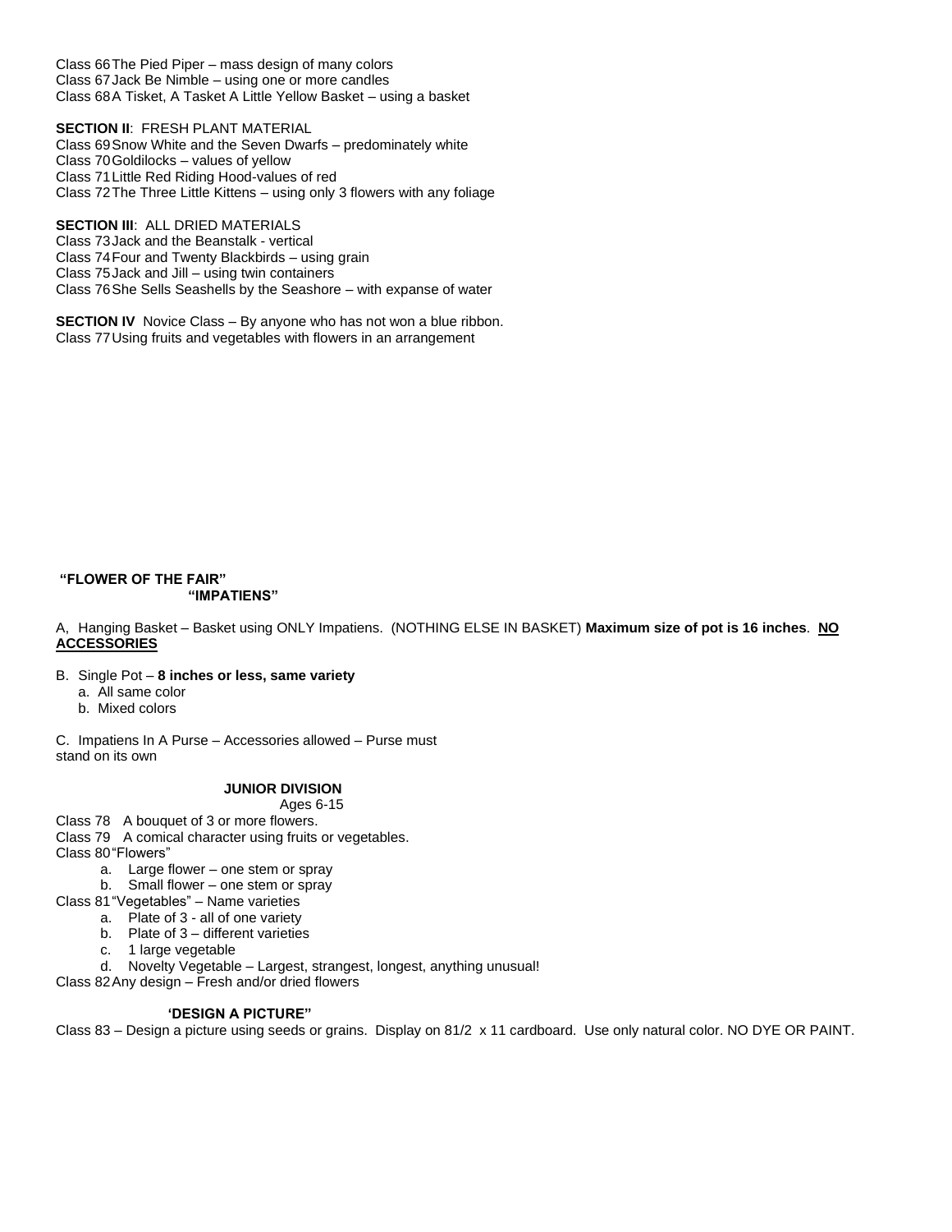Class 66 The Pied Piper – mass design of many colors
Class 67 Jack Be Nimble – using one or more candles
Class 68 A Tisket, A Tasket A Little Yellow Basket – using a basket

**SECTION II**: FRESH PLANT MATERIAL
Class 69 Snow White and the Seven Dwarfs – predominately white
Class 70 Goldilocks – values of yellow
Class 71 Little Red Riding Hood-values of red
Class 72 The Three Little Kittens – using only 3 flowers with any foliage

**SECTION III**: ALL DRIED MATERIALS
Class 73 Jack and the Beanstalk - vertical
Class 74 Four and Twenty Blackbirds – using grain
Class 75 Jack and Jill – using twin containers
Class 76 She Sells Seashells by the Seashore – with expanse of water

**SECTION IV** Novice Class – By anyone who has not won a blue ribbon.
Class 77 Using fruits and vegetables with flowers in an arrangement

**"FLOWER OF THE FAIR"**
**"IMPATIENS"**

A, Hanging Basket – Basket using ONLY Impatiens. (NOTHING ELSE IN BASKET) **Maximum size of pot is 16 inches**. **NO ACCESSORIES**

B. Single Pot – **8 inches or less, same variety**
  a. All same color
  b. Mixed colors

C. Impatiens In A Purse – Accessories allowed – Purse must stand on its own

**JUNIOR DIVISION**
Ages 6-15

Class 78 A bouquet of 3 or more flowers.
Class 79 A comical character using fruits or vegetables.
Class 80 "Flowers"
  a. Large flower – one stem or spray
  b. Small flower – one stem or spray
Class 81 "Vegetables" – Name varieties
  a. Plate of 3 - all of one variety
  b. Plate of 3 – different varieties
  c. 1 large vegetable
  d. Novelty Vegetable – Largest, strangest, longest, anything unusual!
Class 82 Any design – Fresh and/or dried flowers

**'DESIGN A PICTURE"**
Class 83 – Design a picture using seeds or grains. Display on 81/2 x 11 cardboard. Use only natural color. NO DYE OR PAINT.